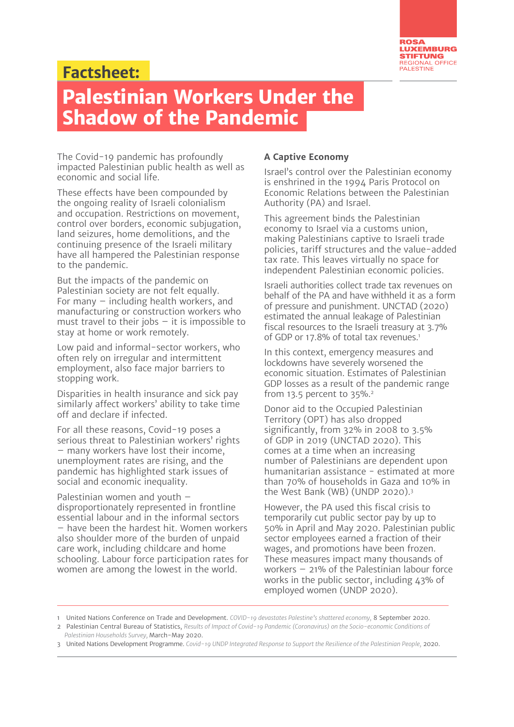Rosa Luxemburg Stiftung
Regional Office Palestine

# Factsheet: Palestinian Workers Under the Shadow of the Pandemic

The Covid-19 pandemic has profoundly impacted Palestinian public health as well as economic and social life.

These effects have been compounded by the ongoing reality of Israeli colonialism and occupation. Restrictions on movement, control over borders, economic subjugation, land seizures, home demolitions, and the continuing presence of the Israeli military have all hampered the Palestinian response to the pandemic.

But the impacts of the pandemic on Palestinian society are not felt equally. For many – including health workers, and manufacturing or construction workers who must travel to their jobs – it is impossible to stay at home or work remotely.

Low paid and informal-sector workers, who often rely on irregular and intermittent employment, also face major barriers to stopping work.

Disparities in health insurance and sick pay similarly affect workers' ability to take time off and declare if infected.

For all these reasons, Covid-19 poses a serious threat to Palestinian workers' rights – many workers have lost their income, unemployment rates are rising, and the pandemic has highlighted stark issues of social and economic inequality.

Palestinian women and youth – disproportionately represented in frontline essential labour and in the informal sectors – have been the hardest hit. Women workers also shoulder more of the burden of unpaid care work, including childcare and home schooling. Labour force participation rates for women are among the lowest in the world.

### A Captive Economy

Israel's control over the Palestinian economy is enshrined in the 1994 Paris Protocol on Economic Relations between the Palestinian Authority (PA) and Israel.

This agreement binds the Palestinian economy to Israel via a customs union, making Palestinians captive to Israeli trade policies, tariff structures and the value-added tax rate. This leaves virtually no space for independent Palestinian economic policies.

Israeli authorities collect trade tax revenues on behalf of the PA and have withheld it as a form of pressure and punishment. UNCTAD (2020) estimated the annual leakage of Palestinian fiscal resources to the Israeli treasury at 3.7% of GDP or 17.8% of total tax revenues.[1]

In this context, emergency measures and lockdowns have severely worsened the economic situation. Estimates of Palestinian GDP losses as a result of the pandemic range from 13.5 percent to 35%.[2]

Donor aid to the Occupied Palestinian Territory (OPT) has also dropped significantly, from 32% in 2008 to 3.5% of GDP in 2019 (UNCTAD 2020). This comes at a time when an increasing number of Palestinians are dependent upon humanitarian assistance - estimated at more than 70% of households in Gaza and 10% in the West Bank (WB) (UNDP 2020).[3]

However, the PA used this fiscal crisis to temporarily cut public sector pay by up to 50% in April and May 2020. Palestinian public sector employees earned a fraction of their wages, and promotions have been frozen. These measures impact many thousands of workers – 21% of the Palestinian labour force works in the public sector, including 43% of employed women (UNDP 2020).

---

1 United Nations Conference on Trade and Development. *COVID-19 devastates Palestine's shattered economy*, 8 September 2020.
2 Palestinian Central Bureau of Statistics, *Results of Impact of Covid-19 Pandemic (Coronavirus) on the Socio-economic Conditions of Palestinian Households Survey*, March-May 2020.
3 United Nations Development Programme. *Covid-19 UNDP Integrated Response to Support the Resilience of the Palestinian People*, 2020.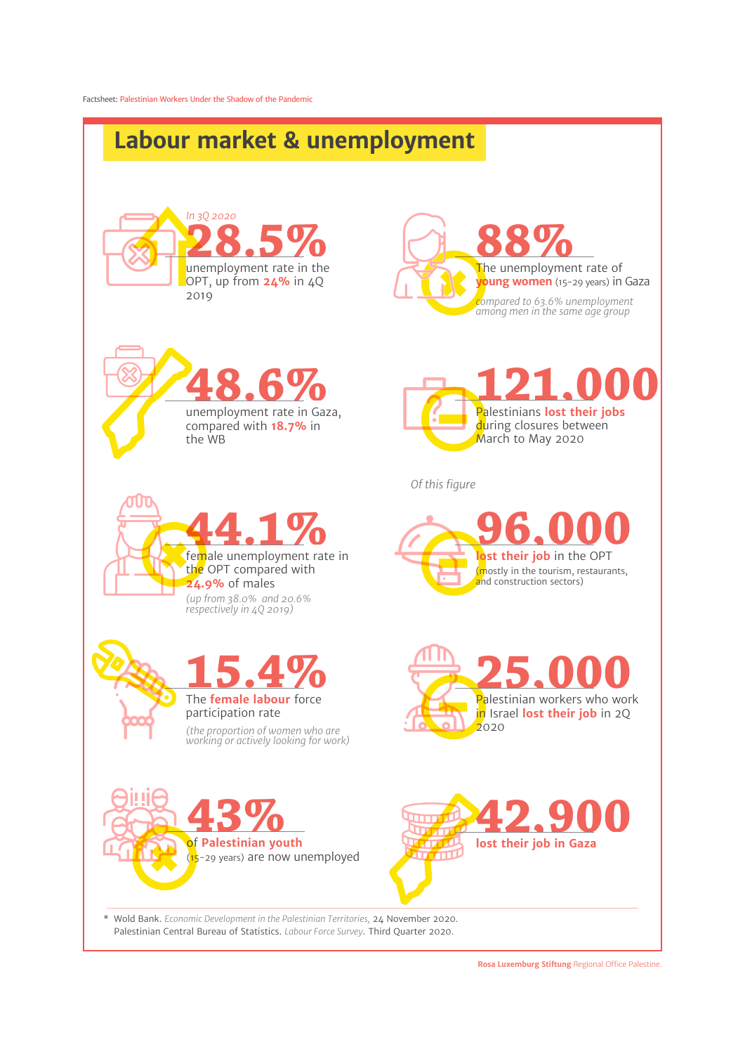Factsheet: Palestinian Workers Under the Shadow of the Pandemic

# Labour market & unemployment

*In 3Q 2020*

**28.5%**

unemployment rate in the OPT, up from **24%** in 4Q 2019

**88%**

The unemployment rate of **young women** (15-29 years) in Gaza

*compared to 63.6% unemployment among men in the same age group*

**48.6%**

unemployment rate in Gaza, compared with **18.7%** in the WB

**121.000**

Palestinians **lost their jobs** during closures between March to May 2020

*Of this figure*

**96.000**

**lost their job** in the OPT

(mostly in the tourism, restaurants, and construction sectors)

**44.1%**

female unemployment rate in the OPT compared with **24.9%** of males

*(up from 38.0% and 20.6% respectively in 4Q 2019)*

**15.4%**

The **female labour** force participation rate

*(the proportion of women who are working or actively looking for work)*

**25.000**

Palestinian workers who work in Israel **lost their job** in 2Q 2020

**43%**

of **Palestinian youth** (15-29 years) are now unemployed

**42.900**

**lost their job in Gaza**

\* Wold Bank. *Economic Development in the Palestinian Territories*, 24 November 2020.
Palestinian Central Bureau of Statistics. *Labour Force Survey*. Third Quarter 2020.

**Rosa Luxemburg Stiftung** Regional Office Palestine.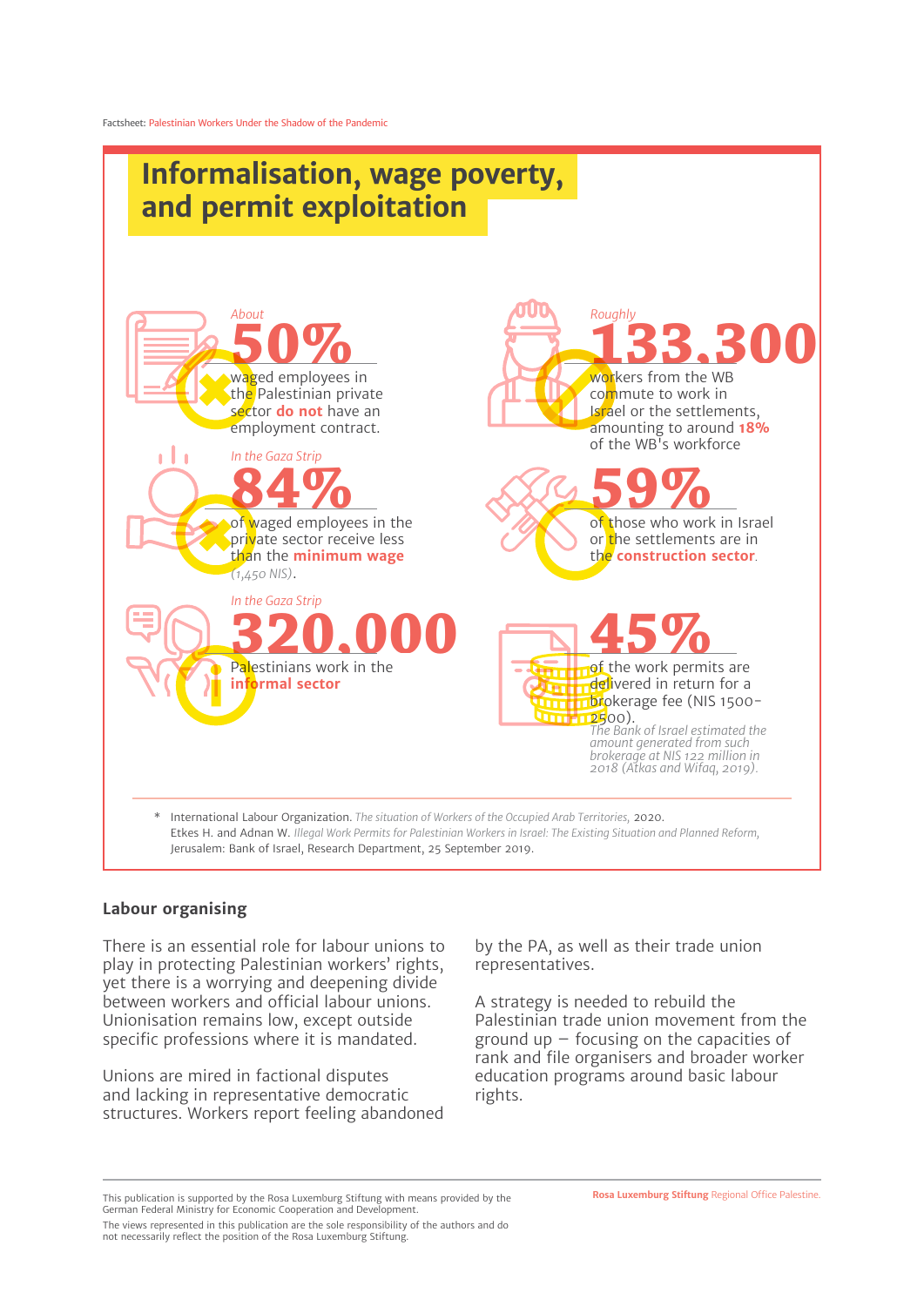## Informalisation, wage poverty, and permit exploitation

*About*
**50%**
waged employees in the Palestinian private sector **do not** have an employment contract.

*In the Gaza Strip*
**84%**
of waged employees in the private sector receive less than the **minimum wage** *(1,450 NIS)*.

*In the Gaza Strip*
**320,000**
Palestinians work in the **informal sector**

*Roughly*
**133,300**
workers from the WB commute to work in Israel or the settlements, amounting to around **18%** of the WB's workforce

**59%**
of those who work in Israel or the settlements are in the **construction sector**.

**45%**
of the work permits are delivered in return for a brokerage fee (NIS 1500–2500).
*The Bank of Israel estimated the amount generated from such brokerage at NIS 122 million in 2018 (Atkas and Wifaq, 2019).*

\* International Labour Organization. *The situation of Workers of the Occupied Arab Territories*, 2020.
Etkes H. and Adnan W. *Illegal Work Permits for Palestinian Workers in Israel: The Existing Situation and Planned Reform*, Jerusalem: Bank of Israel, Research Department, 25 September 2019.

### Labour organising

There is an essential role for labour unions to play in protecting Palestinian workers' rights, yet there is a worrying and deepening divide between workers and official labour unions. Unionisation remains low, except outside specific professions where it is mandated.

Unions are mired in factional disputes and lacking in representative democratic structures. Workers report feeling abandoned by the PA, as well as their trade union representatives.

A strategy is needed to rebuild the Palestinian trade union movement from the ground up – focusing on the capacities of rank and file organisers and broader worker education programs around basic labour rights.

This publication is supported by the Rosa Luxemburg Stiftung with means provided by the German Federal Ministry for Economic Cooperation and Development.

The views represented in this publication are the sole responsibility of the authors and do not necessarily reflect the position of the Rosa Luxemburg Stiftung.

**Rosa Luxemburg Stiftung** Regional Office Palestine.